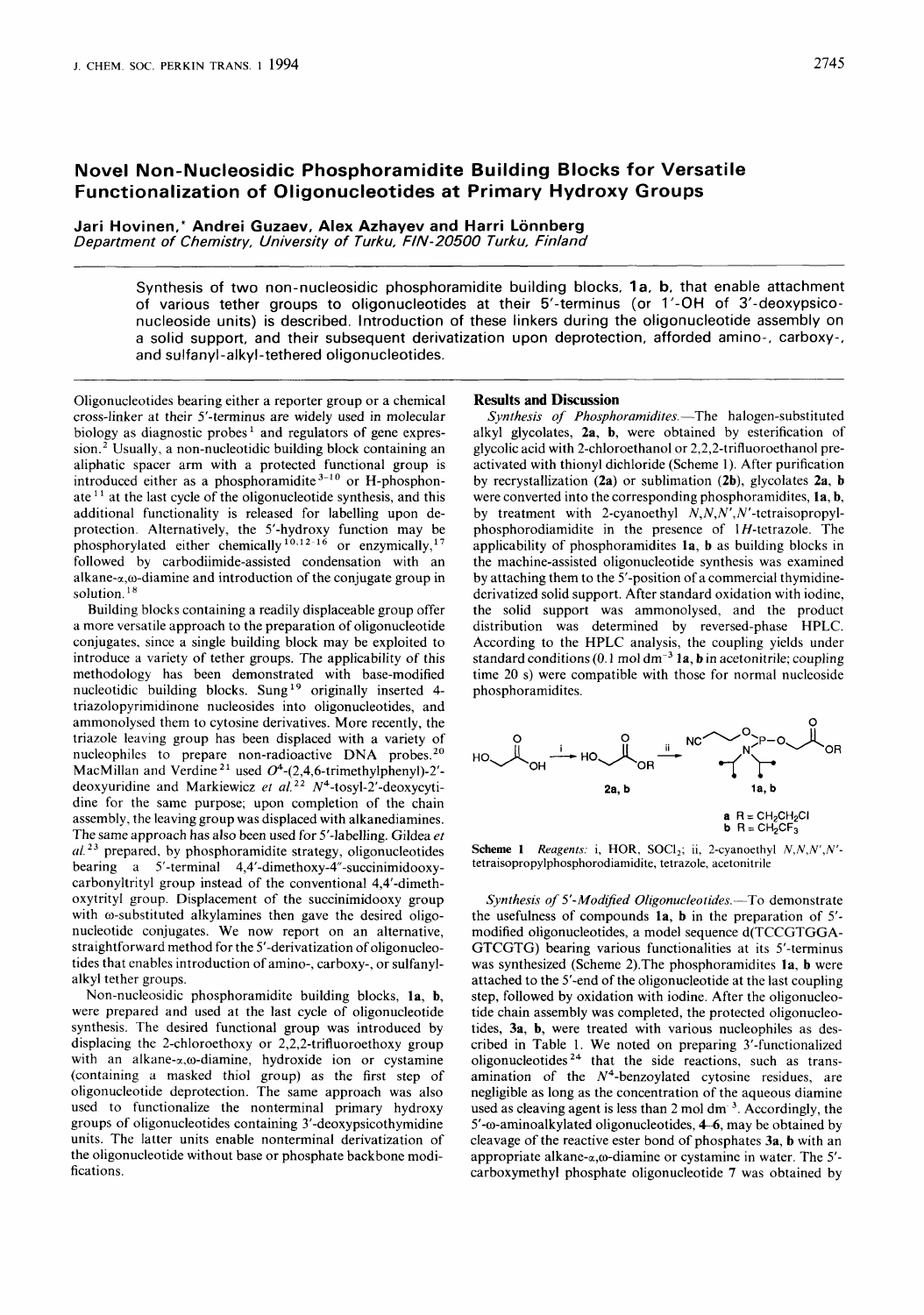# Novel Non-Nucleosidic Phosphoramidite Building Blocks for Versatile Functionalization of Oligonucleotides at Primary Hydroxy Groups

**Jari Hovinen,* Andrei Guzaev, Alex Azhayev and Harri Lönnberg**

*Department of Chemistry, University of Turku, FIN-20500 Turku, Finland*

Synthesis of two non-nucleosidic phosphoramidite building blocks, **1a**, **b**, that enable attachment of various tether groups to oligonucleotides at their 5′-terminus (or 1′-OH of 3′-deoxypsiconucleoside units) is described. Introduction of these linkers during the oligonucleotide assembly on a solid support, and their subsequent derivatization upon deprotection, afforded amino-, carboxy-, and sulfanyl-alkyl-tethered oligonucleotides.

Oligonucleotides bearing either a reporter group or a chemical cross-linker at their 5′-terminus are widely used in molecular biology as diagnostic probes[1] and regulators of gene expression.[2] Usually, a non-nucleotidic building block containing an aliphatic spacer arm with a protected functional group is introduced either as a phosphoramidite[3–10] or H-phosphonate[11] at the last cycle of the oligonucleotide synthesis, and this additional functionality is released for labelling upon deprotection. Alternatively, the 5′-hydroxy function may be phosphorylated either chemically[10,12–16] or enzymically,[17] followed by carbodiimide-assisted condensation with an alkane-α,ω-diamine and introduction of the conjugate group in solution.[18]

Building blocks containing a readily displaceable group offer a more versatile approach to the preparation of oligonucleotide conjugates, since a single building block may be exploited to introduce a variety of tether groups. The applicability of this methodology has been demonstrated with base-modified nucleotidic building blocks. Sung[19] originally inserted 4-triazolopyrimidinone nucleosides into oligonucleotides, and ammonolysed them to cytosine derivatives. More recently, the triazole leaving group has been displaced with a variety of nucleophiles to prepare non-radioactive DNA probes.[20] MacMillan and Verdine[21] used $O^4$-(2,4,6-trimethylphenyl)-2′-deoxyuridine and Markiewicz *et al.*[22] $N^4$-tosyl-2′-deoxycytidine for the same purpose; upon completion of the chain assembly, the leaving group was displaced with alkanediamines. The same approach has also been used for 5′-labelling. Gildea *et al.*[23] prepared, by phosphoramidite strategy, oligonucleotides bearing a 5′-terminal 4,4′-dimethoxy-4″-succinimidooxycarbonyltrityl group instead of the conventional 4,4′-dimethoxytrityl group. Displacement of the succinimidooxy group with ω-substituted alkylamines then gave the desired oligonucleotide conjugates. We now report on an alternative, straightforward method for the 5′-derivatization of oligonucleotides that enables introduction of amino-, carboxy-, or sulfanylalkyl tether groups.

Non-nucleosidic phosphoramidite building blocks, **1a**, **b**, were prepared and used at the last cycle of oligonucleotide synthesis. The desired functional group was introduced by displacing the 2-chloroethoxy or 2,2,2-trifluoroethoxy group with an alkane-α,ω-diamine, hydroxide ion or cystamine (containing a masked thiol group) as the first step of oligonucleotide deprotection. The same approach was also used to functionalize the nonterminal primary hydroxy groups of oligonucleotides containing 3′-deoxypsicothymidine units. The latter units enable nonterminal derivatization of the oligonucleotide without base or phosphate backbone modifications.

## Results and Discussion

*Synthesis of Phosphoramidites.*—The halogen-substituted alkyl glycolates, **2a**, **b**, were obtained by esterification of glycolic acid with 2-chloroethanol or 2,2,2-trifluoroethanol preactivated with thionyl dichloride (Scheme 1). After purification by recrystallization (**2a**) or sublimation (**2b**), glycolates **2a**, **b** were converted into the corresponding phosphoramidites, **1a**, **b**, by treatment with 2-cyanoethyl $N,N,N',N'$-tetraisopropylphosphorodiamidite in the presence of 1*H*-tetrazole. The applicability of phosphoramidites **1a**, **b** as building blocks in the machine-assisted oligonucleotide synthesis was examined by attaching them to the 5′-position of a commercial thymidine-derivatized solid support. After standard oxidation with iodine, the solid support was ammonolysed, and the product distribution was determined by reversed-phase HPLC. According to the HPLC analysis, the coupling yields under standard conditions (0.1 mol $dm^{-3}$ **1a**, **b** in acetonitrile; coupling time 20 s) were compatible with those for normal nucleoside phosphoramidites.

**a** R = $CH_2CH_2Cl$
**b** R = $CH_2CF_3$

**Scheme 1** *Reagents:* i, HOR, $SOCl_2$; ii, 2-cyanoethyl $N,N,N',N'$-tetraisopropylphosphorodiamidite, tetrazole, acetonitrile

*Synthesis of 5′-Modified Oligonucleotides.*—To demonstrate the usefulness of compounds **1a**, **b** in the preparation of 5′-modified oligonucleotides, a model sequence d(TCCGTGGA-GTCGTG) bearing various functionalities at its 5′-terminus was synthesized (Scheme 2). The phosphoramidites **1a**, **b** were attached to the 5′-end of the oligonucleotide at the last coupling step, followed by oxidation with iodine. After the oligonucleotide chain assembly was completed, the protected oligonucleotides, **3a**, **b**, were treated with various nucleophiles as described in Table 1. We noted on preparing 3′-functionalized oligonucleotides[24] that the side reactions, such as transamination of the $N^4$-benzoylated cytosine residues, are negligible as long as the concentration of the aqueous diamine used as cleaving agent is less than 2 mol $dm^{-3}$. Accordingly, the 5′-ω-aminoalkylated oligonucleotides, **4**–**6**, may be obtained by cleavage of the reactive ester bond of phosphates **3a**, **b** with an appropriate alkane-α,ω-diamine or cystamine in water. The 5′-carboxymethyl phosphate oligonucleotide **7** was obtained by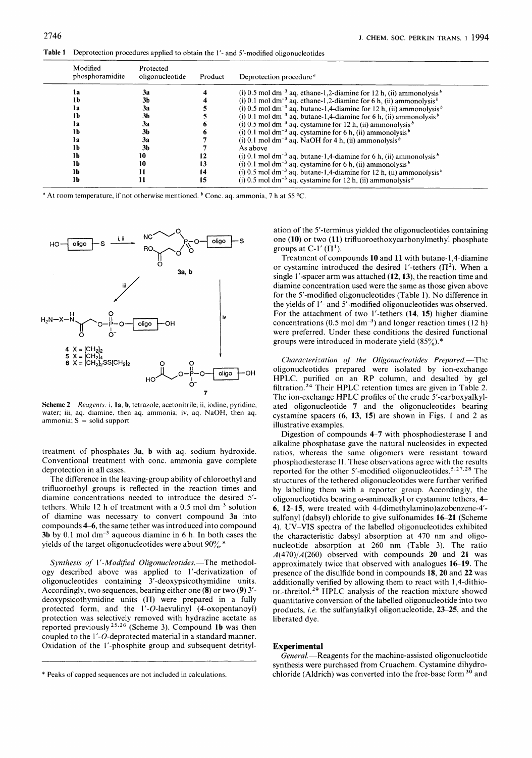**Table 1** Deprotection procedures applied to obtain the 1'- and 5'-modified oligonucleotides

| Modified phosphoramidite | Protected oligonucleotide | Product | Deprotection procedure[a] |
|---|---|---|---|
| 1a | 3a | 4 | (i) 0.5 mol dm$^{-3}$ aq. ethane-1,2-diamine for 12 h, (ii) ammonolysis[b] |
| 1b | 3b | 4 | (i) 0.1 mol dm$^{-3}$ aq. ethane-1,2-diamine for 6 h, (ii) ammonolysis[b] |
| 1a | 3a | 5 | (i) 0.5 mol dm$^{-3}$ aq. butane-1,4-diamine for 12 h, (ii) ammonolysis[b] |
| 1b | 3b | 5 | (i) 0.1 mol dm$^{-3}$ aq. butane-1,4-diamine for 6 h, (ii) ammonolysis[b] |
| 1a | 3a | 6 | (i) 0.5 mol dm$^{-3}$ aq. cystamine for 12 h, (ii) ammonolysis[b] |
| 1b | 3b | 6 | (i) 0.1 mol dm$^{-3}$ aq. cystamine for 6 h, (ii) ammonolysis[b] |
| 1a | 3a | 7 | (i) 0.1 mol dm$^{-3}$ aq. NaOH for 4 h, (ii) ammonolysis[b] |
| 1b | 3b | 7 | As above |
| 1b | 10 | 12 | (i) 0.1 mol dm$^{-3}$ aq. butane-1,4-diamine for 6 h, (ii) ammonolysis[b] |
| 1b | 10 | 13 | (i) 0.1 mol dm$^{-3}$ aq. cystamine for 6 h, (ii) ammonolysis[b] |
| 1b | 11 | 14 | (i) 0.5 mol dm$^{-3}$ aq. butane-1,4-diamine for 12 h, (ii) ammonolysis[b] |
| 1b | 11 | 15 | (i) 0.5 mol dm$^{-3}$ aq. cystamine for 12 h, (ii) ammonolysis[b] |

[a] At room temperature, if not otherwise mentioned. [b] Conc. aq. ammonia, 7 h at 55 °C.

**4** X = $[CH_2]_2$
**5** X = $[CH_2]_4$
**6** X = $[CH_2]_2SS[CH_2]_2$

**Scheme 2** *Reagents:* i, **1a, b**, tetrazole, acetonitrile; ii, iodine, pyridine, water; iii, aq. diamine, then aq. ammonia; iv, aq. NaOH, then aq. ammonia; S = solid support

treatment of phosphates **3a, b** with aq. sodium hydroxide. Conventional treatment with conc. ammonia gave complete deprotection in all cases.

The difference in the leaving-group ability of chloroethyl and trifluoroethyl groups is reflected in the reaction times and diamine concentrations needed to introduce the desired 5'-tethers. While 12 h of treatment with a 0.5 mol dm$^{-3}$ solution of diamine was necessary to convert compound **3a** into compounds **4–6**, the same tether was introduced into compound **3b** by 0.1 mol dm$^{-3}$ aqueous diamine in 6 h. In both cases the yields of the target oligonucleotides were about 90%.*

*Synthesis of 1'-Modified Oligonucleotides.*—The methodology described above was applied to 1'-derivatization of oligonucleotides containing 3'-deoxypsicothymidine units. Accordingly, two sequences, bearing either one (**8**) or two (**9**) 3'-deoxypsicothymidine units (Π) were prepared in a fully protected form, and the 1'-*O*-laevulinyl (4-oxopentanoyl) protection was selectively removed with hydrazine acetate as reported previously[25,26] (Scheme 3). Compound **1b** was then coupled to the 1'-*O*-deprotected material in a standard manner. Oxidation of the 1'-phosphite group and subsequent detritylation of the 5'-terminus yielded the oligonucleotides containing one (**10**) or two (**11**) trifluoroethoxycarbonylmethyl phosphate groups at C-1' (Π[1]).

Treatment of compounds **10** and **11** with butane-1,4-diamine or cystamine introduced the desired 1'-tethers (Π[2]). When a single 1'-spacer arm was attached (**12, 13**), the reaction time and diamine concentration used were the same as those given above for the 5'-modified oligonucleotides (Table 1). No difference in the yields of 1'- and 5'-modified oligonucleotides was observed. For the attachment of two 1'-tethers (**14, 15**) higher diamine concentrations (0.5 mol dm$^{-3}$) and longer reaction times (12 h) were preferred. Under these conditions the desired functional groups were introduced in moderate yield (85%).*

*Characterization of the Oligonucleotides Prepared.*—The oligonucleotides prepared were isolated by ion-exchange HPLC, purified on an RP column, and desalted by gel filtration.[24] Their HPLC retention times are given in Table 2. The ion-exchange HPLC profiles of the crude 5'-carboxyalkylated oligonucleotide **7** and the oligonucleotides bearing cystamine spacers (**6, 13, 15**) are shown in Figs. 1 and 2 as illustrative examples.

Digestion of compounds **4–7** with phosphodiesterase I and alkaline phosphatase gave the natural nucleosides in expected ratios, whereas the same oligomers were resistant toward phosphodiesterase II. These observations agree with the results reported for the other 5'-modified oligonucleotides.[5,27,28] The structures of the tethered oligonucleotides were further verified by labelling them with a reporter group. Accordingly, the oligonucleotides bearing ω-aminoalkyl or cystamine tethers, **4–6, 12–15**, were treated with 4-(dimethylamino)azobenzene-4'-sulfonyl (dabsyl) chloride to give sulfonamides **16–21** (Scheme 4). UV–VIS spectra of the labelled oligonucleotides exhibited the characteristic dabsyl absorption at 470 nm and oligonucleotide absorption at 260 nm (Table 3). The ratio $A(470)/A(260)$ observed with compounds **20** and **21** was approximately twice that observed with analogues **16–19**. The presence of the disulfide bond in compounds **18, 20** and **22** was additionally verified by allowing them to react with 1,4-dithio-DL-threitol.[29] HPLC analysis of the reaction mixture showed quantitative conversion of the labelled oligonucleotide into two products, *i.e.* the sulfanylalkyl oligonucleotide, **23–25**, and the liberated dye.

## Experimental

*General.*—Reagents for the machine-assisted oligonucleotide synthesis were purchased from Cruachem. Cystamine dihydrochloride (Aldrich) was converted into the free-base form[30] and

\* Peaks of capped sequences are not included in calculations.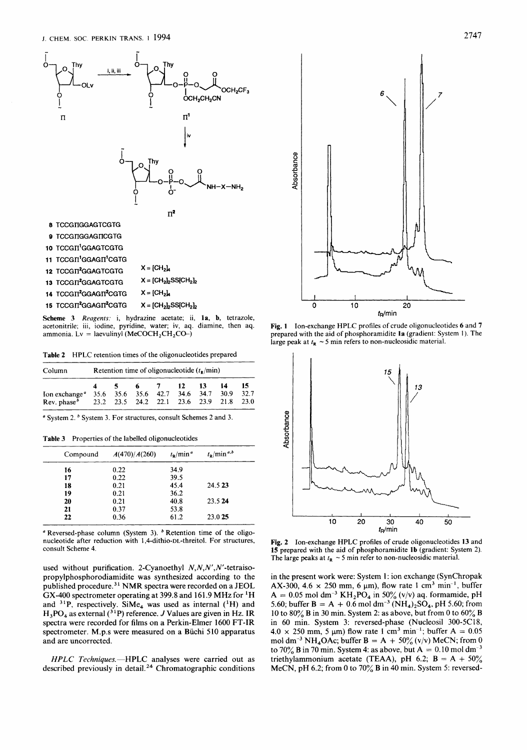**8** TCCGΠGGAGTCGTG

**9** TCCGΠGGAGΠCGTG

**10** TCCGΠ[1]GGAGTCGTG

**11** TCCGΠ[1]GGAGΠ[1]CGTG

**12** TCCGΠ[2]GGAGTCGTG  X = $[CH_2]_4$

**13** TCCGΠ[2]GGAGTCGTG  X = $[CH_2]_2SS[CH_2]_2$

**14** TCCGΠ[2]GGAGΠ[2]CGTG  X = $[CH_2]_4$

**15** TCCGΠ[2]GGAGΠ[2]CGTG  X = $[CH_2]_2SS[CH_2]_2$

**Scheme 3** *Reagents*: i, hydrazine acetate; ii, **1a**, **b**, tetrazole, acetonitrile; iii, iodine, pyridine, water; iv, aq. diamine, then aq. ammonia. Lv = laevulinyl ($MeCOCH_2CH_2CO$–)

**Table 2** HPLC retention times of the oligonucleotides prepared

| Column | Retention time of oligonucleotide ($t_R$/min) | | | | | | | |
|---|---|---|---|---|---|---|---|---|
| | 4 | 5 | 6 | 7 | 12 | 13 | 14 | 15 |
| Ion exchange[a] | 35.6 | 35.6 | 35.6 | 42.7 | 34.6 | 34.7 | 30.9 | 32.7 |
| Rev. phase[b] | 23.2 | 23.5 | 24.2 | 22.1 | 23.6 | 23.9 | 21.8 | 23.0 |

[a] System 2. [b] System 3. For structures, consult Schemes 2 and 3.

**Table 3** Properties of the labelled oligonucleotides

| Compound | $A(470)/A(260)$ | $t_R$/min[a] | $t_R$/min[a,b] |
|---|---|---|---|
| 16 | 0.22 | 34.9 | |
| 17 | 0.22 | 39.5 | |
| 18 | 0.21 | 45.4 | 24.5 **23** |
| 19 | 0.21 | 36.2 | |
| 20 | 0.21 | 40.8 | 23.5 **24** |
| 21 | 0.37 | 53.8 | |
| 22 | 0.36 | 61.2 | 23.0 **25** |

[a] Reversed-phase column (System 3). [b] Retention time of the oligonucleotide after reduction with 1,4-dithio-DL-threitol. For structures, consult Scheme 4.

used without purification. 2-Cyanoethyl *N,N,N',N'*-tetraisopropylphosphorodiamidite was synthesized according to the published procedure.[31] NMR spectra were recorded on a JEOL GX-400 spectrometer operating at 399.8 and 161.9 MHz for $^1H$ and $^{31}P$, respectively. $SiMe_4$ was used as internal ($^1H$) and $H_3PO_4$ as external ($^{31}P$) reference. *J* Values are given in Hz. IR spectra were recorded for films on a Perkin-Elmer 1600 FT-IR spectrometer. M.p.s were measured on a Büchi 510 apparatus and are uncorrected.

*HPLC Techniques.*—HPLC analyses were carried out as described previously in detail.[24] Chromatographic conditions in the present work were: System 1: ion exchange (SynChropak AX-300, 4.6 × 250 mm, 6 μm), flow rate 1 $cm^3$ $min^{-1}$, buffer A = 0.05 mol $dm^{-3}$ $KH_2PO_4$ in 50% (v/v) aq. formamide, pH 5.60; buffer B = A + 0.6 mol $dm^{-3}$ $(NH_4)_2SO_4$, pH 5.60; from 10 to 80% B in 30 min. System 2: as above, but from 0 to 60% B in 60 min. System 3: reversed-phase (Nucleosil 300-5C18, 4.0 × 250 mm, 5 μm) flow rate 1 $cm^3$ $min^{-1}$; buffer A = 0.05 mol $dm^{-3}$ $NH_4OAc$; buffer B = A + 50% (v/v) MeCN; from 0 to 70% B in 70 min. System 4: as above, but A = 0.10 mol $dm^{-3}$ triethylammonium acetate (TEAA), pH 6.2; B = A + 50% MeCN, pH 6.2; from 0 to 70% B in 40 min. System 5: reversed-

**Fig. 1** Ion-exchange HPLC profiles of crude oligonucleotides **6** and **7** prepared with the aid of phosphoramidite **1a** (gradient: System 1). The large peak at $t_R$ ~ 5 min refers to non-nucleosidic material.

**Fig. 2** Ion-exchange HPLC profiles of crude oligonucleotides **13** and **15** prepared with the aid of phosphoramidite **1b** (gradient: System 2). The large peaks at $t_R$ ~ 5 min refer to non-nucleosidic material.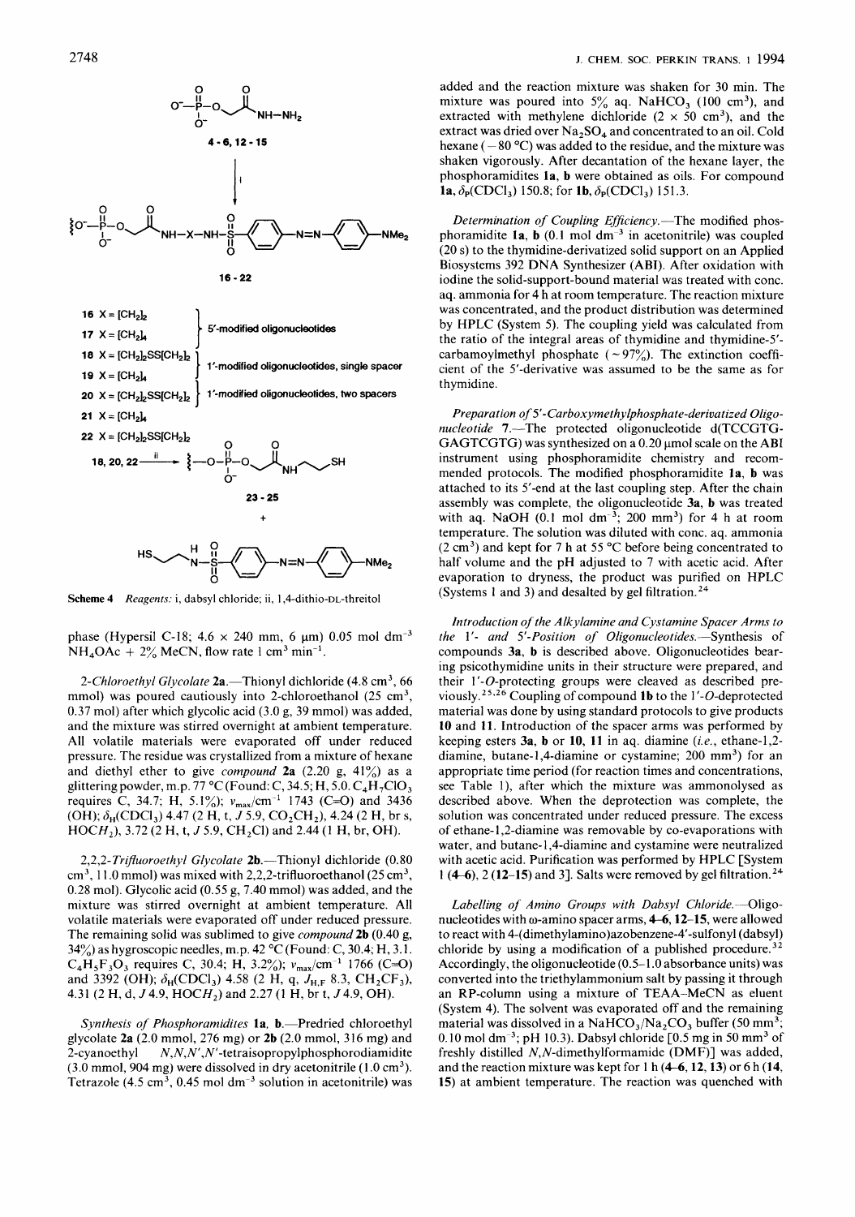4-6, 12-15

16-22

16 X = $[CH_2]_2$
17 X = $[CH_2]_4$ } 5′-modified oligonucleotides

18 X = $[CH_2]_2SS[CH_2]_2$
19 X = $[CH_2]_4$ } 1′-modified oligonucleotides, single spacer

20 X = $[CH_2]_2SS[CH_2]_2$ } 1′-modified oligonucleotides, two spacers

21 X = $[CH_2]_4$

22 X = $[CH_2]_2SS[CH_2]_2$

18, 20, 22 —ii→

23-25

+

**Scheme 4** *Reagents:* i, dabsyl chloride; ii, 1,4-dithio-DL-threitol

phase (Hypersil C-18; 4.6 × 240 mm, 6 µm) 0.05 mol $dm^{-3}$ $NH_4OAc$ + 2% MeCN, flow rate 1 $cm^3$ $min^{-1}$.

*2-Chloroethyl Glycolate* **2a**.—Thionyl dichloride (4.8 $cm^3$, 66 mmol) was poured cautiously into 2-chloroethanol (25 $cm^3$, 0.37 mol) after which glycolic acid (3.0 g, 39 mmol) was added, and the mixture was stirred overnight at ambient temperature. All volatile materials were evaporated off under reduced pressure. The residue was crystallized from a mixture of hexane and diethyl ether to give *compound* **2a** (2.20 g, 41%) as a glittering powder, m.p. 77 °C (Found: C, 34.5; H, 5.0. $C_4H_7ClO_3$ requires C, 34.7; H, 5.1%); $\nu_{max}/cm^{-1}$ 1743 (C=O) and 3436 (OH); $\delta_H(CDCl_3)$ 4.47 (2 H, t, *J* 5.9, $CO_2CH_2$), 4.24 (2 H, br s, $HOCH_2$), 3.72 (2 H, t, *J* 5.9, $CH_2Cl$) and 2.44 (1 H, br, OH).

*2,2,2-Trifluoroethyl Glycolate* **2b**.—Thionyl dichloride (0.80 $cm^3$, 11.0 mmol) was mixed with 2,2,2-trifluoroethanol (25 $cm^3$, 0.28 mol). Glycolic acid (0.55 g, 7.40 mmol) was added, and the mixture was stirred overnight at ambient temperature. All volatile materials were evaporated off under reduced pressure. The remaining solid was sublimed to give *compound* **2b** (0.40 g, 34%) as hygroscopic needles, m.p. 42 °C (Found: C, 30.4; H, 3.1. $C_4H_5F_3O_3$ requires C, 30.4; H, 3.2%); $\nu_{max}/cm^{-1}$ 1766 (C=O) and 3392 (OH); $\delta_H(CDCl_3)$ 4.58 (2 H, q, $J_{H,F}$ 8.3, $CH_2CF_3$), 4.31 (2 H, d, *J* 4.9, $HOCH_2$) and 2.27 (1 H, br t, *J* 4.9, OH).

*Synthesis of Phosphoramidites* **1a, b**.—Predried chloroethyl glycolate **2a** (2.0 mmol, 276 mg) or **2b** (2.0 mmol, 316 mg) and 2-cyanoethyl *N,N,N′,N′*-tetraisopropylphosphorodiamidite (3.0 mmol, 904 mg) were dissolved in dry acetonitrile (1.0 $cm^3$). Tetrazole (4.5 $cm^3$, 0.45 mol $dm^{-3}$ solution in acetonitrile) was added and the reaction mixture was shaken for 30 min. The mixture was poured into 5% aq. $NaHCO_3$ (100 $cm^3$), and extracted with methylene dichloride (2 × 50 $cm^3$), and the extract was dried over $Na_2SO_4$ and concentrated to an oil. Cold hexane (−80 °C) was added to the residue, and the mixture was shaken vigorously. After decantation of the hexane layer, the phosphoramidites **1a, b** were obtained as oils. For compound **1a**, $\delta_P(CDCl_3)$ 150.8; for **1b**, $\delta_P(CDCl_3)$ 151.3.

*Determination of Coupling Efficiency*.—The modified phosphoramidite **1a, b** (0.1 mol $dm^{-3}$ in acetonitrile) was coupled (20 s) to the thymidine-derivatized solid support on an Applied Biosystems 392 DNA Synthesizer (ABI). After oxidation with iodine the solid-support-bound material was treated with conc. aq. ammonia for 4 h at room temperature. The reaction mixture was concentrated, and the product distribution was determined by HPLC (System 5). The coupling yield was calculated from the ratio of the integral areas of thymidine and thymidine-5′-carbamoylmethyl phosphate (~97%). The extinction coefficient of the 5′-derivative was assumed to be the same as for thymidine.

*Preparation of 5′-Carboxymethylphosphate-derivatized Oligonucleotide* **7**.—The protected oligonucleotide d(TCCGTG-GAGTCGTG) was synthesized on a 0.20 µmol scale on the ABI instrument using phosphoramidite chemistry and recommended protocols. The modified phosphoramidite **1a, b** was attached to its 5′-end at the last coupling step. After the chain assembly was complete, the oligonucleotide **3a, b** was treated with aq. NaOH (0.1 mol $dm^{-3}$; 200 $mm^3$) for 4 h at room temperature. The solution was diluted with conc. aq. ammonia (2 $cm^3$) and kept for 7 h at 55 °C before being concentrated to half volume and the pH adjusted to 7 with acetic acid. After evaporation to dryness, the product was purified on HPLC (Systems 1 and 3) and desalted by gel filtration.[24]

*Introduction of the Alkylamine and Cystamine Spacer Arms to the 1′- and 5′-Position of Oligonucleotides*.—Synthesis of compounds **3a, b** is described above. Oligonucleotides bearing psicothymidine units in their structure were prepared, and their 1′-*O*-protecting groups were cleaved as described previously.[25,26] Coupling of compound **1b** to the 1′-*O*-deprotected material was done by using standard protocols to give products **10** and **11**. Introduction of the spacer arms was performed by keeping esters **3a, b** or **10, 11** in aq. diamine (*i.e.*, ethane-1,2-diamine, butane-1,4-diamine or cystamine; 200 $mm^3$) for an appropriate time period (for reaction times and concentrations, see Table 1), after which the mixture was ammonolysed as described above. When the deprotection was complete, the solution was concentrated under reduced pressure. The excess of ethane-1,2-diamine was removable by co-evaporations with water, and butane-1,4-diamine and cystamine were neutralized with acetic acid. Purification was performed by HPLC [System 1 (**4–6**), 2 (**12–15**) and 3]. Salts were removed by gel filtration.[24]

*Labelling of Amino Groups with Dabsyl Chloride*.—Oligonucleotides with ω-amino spacer arms, **4–6, 12–15**, were allowed to react with 4-(dimethylamino)azobenzene-4′-sulfonyl (dabsyl) chloride by using a modification of a published procedure.[32] Accordingly, the oligonucleotide (0.5–1.0 absorbance units) was converted into the triethylammonium salt by passing it through an RP-column using a mixture of TEAA–MeCN as eluent (System 4). The solvent was evaporated off and the remaining material was dissolved in a $NaHCO_3/Na_2CO_3$ buffer (50 $mm^3$; 0.10 mol $dm^{-3}$; pH 10.3). Dabsyl chloride [0.5 mg in 50 $mm^3$ of freshly distilled *N,N*-dimethylformamide (DMF)] was added, and the reaction mixture was kept for 1 h (**4–6, 12, 13**) or 6 h (**14, 15**) at ambient temperature. The reaction was quenched with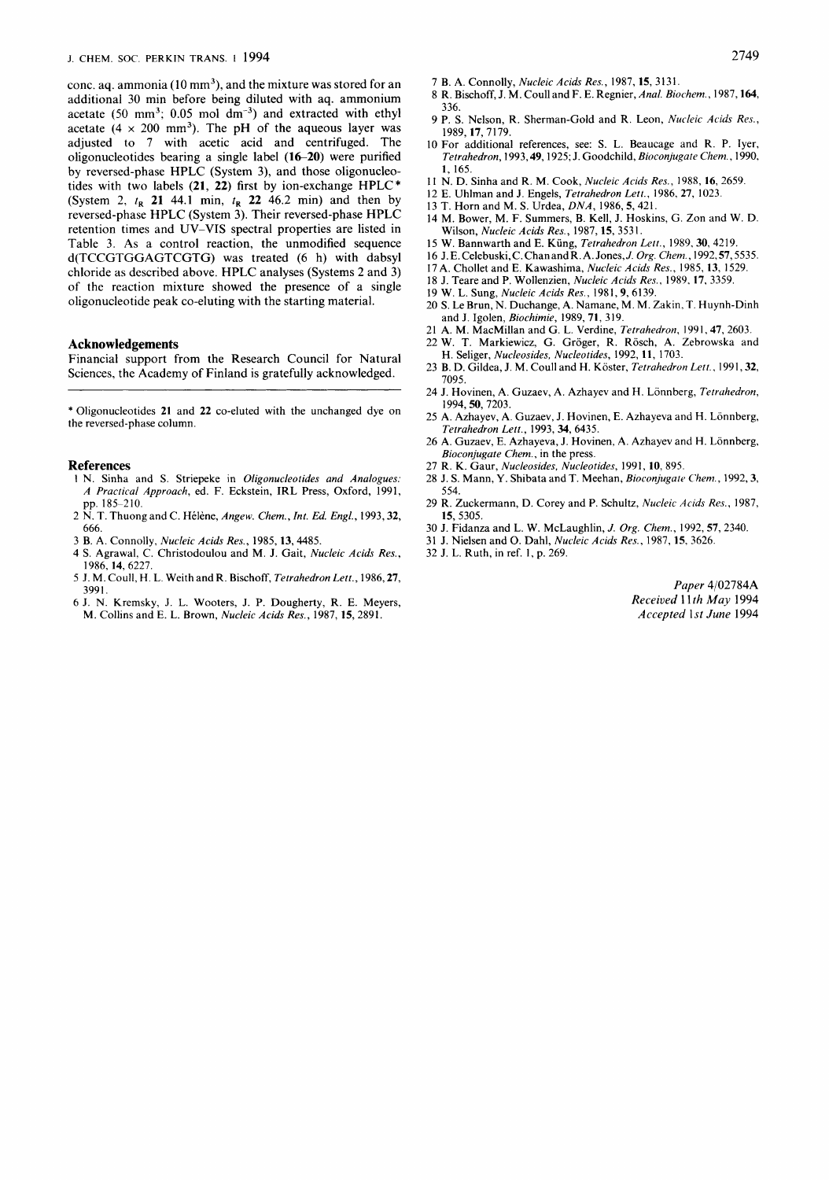conc. aq. ammonia (10 mm$^3$), and the mixture was stored for an additional 30 min before being diluted with aq. ammonium acetate (50 mm$^3$; 0.05 mol dm$^{-3}$) and extracted with ethyl acetate (4 × 200 mm$^3$). The pH of the aqueous layer was adjusted to 7 with acetic acid and centrifuged. The oligonucleotides bearing a single label (**16**–**20**) were purified by reversed-phase HPLC (System 3), and those oligonucleotides with two labels (**21**, **22**) first by ion-exchange HPLC* (System 2, $t_R$ **21** 44.1 min, $t_R$ **22** 46.2 min) and then by reversed-phase HPLC (System 3). Their reversed-phase HPLC retention times and UV–VIS spectral properties are listed in Table 3. As a control reaction, the unmodified sequence d(TCCGTGGAGTCGTG) was treated (6 h) with dabsyl chloride as described above. HPLC analyses (Systems 2 and 3) of the reaction mixture showed the presence of a single oligonucleotide peak co-eluting with the starting material.

## Acknowledgements

Financial support from the Research Council for Natural Sciences, the Academy of Finland is gratefully acknowledged.

\* Oligonucleotides **21** and **22** co-eluted with the unchanged dye on the reversed-phase column.

## References

1 N. Sinha and S. Striepeke in *Oligonucleotides and Analogues: A Practical Approach*, ed. F. Eckstein, IRL Press, Oxford, 1991, pp. 185–210.
2 N. T. Thuong and C. Hélène, *Angew. Chem., Int. Ed. Engl.*, 1993, **32**, 666.
3 B. A. Connolly, *Nucleic Acids Res.*, 1985, **13**, 4485.
4 S. Agrawal, C. Christodoulou and M. J. Gait, *Nucleic Acids Res.*, 1986, **14**, 6227.
5 J. M. Coull, H. L. Weith and R. Bischoff, *Tetrahedron Lett.*, 1986, **27**, 3991.
6 J. N. Kremsky, J. L. Wooters, J. P. Dougherty, R. E. Meyers, M. Collins and E. L. Brown, *Nucleic Acids Res.*, 1987, **15**, 2891.
7 B. A. Connolly, *Nucleic Acids Res.*, 1987, **15**, 3131.
8 R. Bischoff, J. M. Coull and F. E. Regnier, *Anal. Biochem.*, 1987, **164**, 336.
9 P. S. Nelson, R. Sherman-Gold and R. Leon, *Nucleic Acids Res.*, 1989, **17**, 7179.
10 For additional references, see: S. L. Beaucage and R. P. Iyer, *Tetrahedron*, 1993, **49**, 1925; J. Goodchild, *Bioconjugate Chem.*, 1990, **1**, 165.
11 N. D. Sinha and R. M. Cook, *Nucleic Acids Res.*, 1988, **16**, 2659.
12 E. Uhlman and J. Engels, *Tetrahedron Lett.*, 1986, **27**, 1023.
13 T. Horn and M. S. Urdea, *DNA*, 1986, **5**, 421.
14 M. Bower, M. F. Summers, B. Kell, J. Hoskins, G. Zon and W. D. Wilson, *Nucleic Acids Res.*, 1987, **15**, 3531.
15 W. Bannwarth and E. Küng, *Tetrahedron Lett.*, 1989, **30**, 4219.
16 J. E. Celebuski, C. Chan and R. A. Jones, *J. Org. Chem.*, 1992, **57**, 5535.
17 A. Chollet and E. Kawashima, *Nucleic Acids Res.*, 1985, **13**, 1529.
18 J. Teare and P. Wollenzien, *Nucleic Acids Res.*, 1989, **17**, 3359.
19 W. L. Sung, *Nucleic Acids Res.*, 1981, **9**, 6139.
20 S. Le Brun, N. Duchange, A. Namane, M. M. Zakin, T. Huynh-Dinh and J. Igolen, *Biochimie*, 1989, **71**, 319.
21 A. M. MacMillan and G. L. Verdine, *Tetrahedron*, 1991, **47**, 2603.
22 W. T. Markiewicz, G. Gröger, R. Rösch, A. Zebrowska and H. Seliger, *Nucleosides, Nucleotides*, 1992, **11**, 1703.
23 B. D. Gildea, J. M. Coull and H. Köster, *Tetrahedron Lett.*, 1991, **32**, 7095.
24 J. Hovinen, A. Guzaev, A. Azhayev and H. Lönnberg, *Tetrahedron*, 1994, **50**, 7203.
25 A. Azhayev, A. Guzaev, J. Hovinen, E. Azhayeva and H. Lönnberg, *Tetrahedron Lett.*, 1993, **34**, 6435.
26 A. Guzaev, E. Azhayeva, J. Hovinen, A. Azhayev and H. Lönnberg, *Bioconjugate Chem.*, in the press.
27 R. K. Gaur, *Nucleosides, Nucleotides*, 1991, **10**, 895.
28 J. S. Mann, Y. Shibata and T. Meehan, *Bioconjugate Chem.*, 1992, **3**, 554.
29 R. Zuckermann, D. Corey and P. Schultz, *Nucleic Acids Res.*, 1987, **15**, 5305.
30 J. Fidanza and L. W. McLaughlin, *J. Org. Chem.*, 1992, **57**, 2340.
31 J. Nielsen and O. Dahl, *Nucleic Acids Res.*, 1987, **15**, 3626.
32 J. L. Ruth, in ref. 1, p. 269.

*Paper 4/02784A*
*Received 11th May 1994*
*Accepted 1st June 1994*